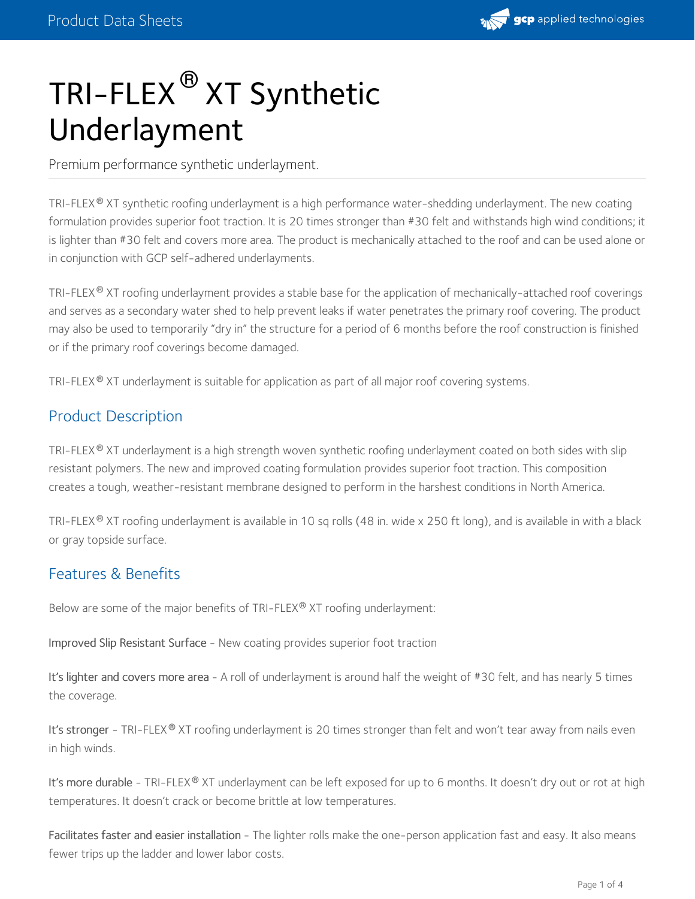# TRI-FLEX® XT Synthetic Underlayment

Premium performance synthetic underlayment.

TRI-FLEX® XT synthetic roofing underlayment is a high performance water-shedding underlayment. The new coating formulation provides superior foot traction. It is 20 times stronger than #30 felt and withstands high wind conditions; it is lighter than #30 felt and covers more area. The product is mechanically attached to the roof and can be used alone or in conjunction with GCP self-adhered underlayments.

TRI-FLEX® XT roofing underlayment provides a stable base for the application of mechanically-attached roof coverings and serves as a secondary water shed to help prevent leaks if water penetrates the primary roof covering. The product may also be used to temporarily "dry in" the structure for a period of 6 months before the roof construction is finished or if the primary roof coverings become damaged.

TRI-FLEX® XT underlayment is suitable for application as part of all major roof covering systems.

## Product Description

TRI-FLEX® XT underlayment is a high strength woven synthetic roofing underlayment coated on both sides with slip resistant polymers. The new and improved coating formulation provides superior foot traction. This composition creates a tough, weather-resistant membrane designed to perform in the harshest conditions in North America.

TRI-FLEX® XT roofing underlayment is available in 10 sq rolls (48 in. wide x 250 ft long), and is available in with a black or gray topside surface.

## Features & Benefits

Below are some of the major benefits of TRI-FLEX® XT roofing underlayment:

Improved Slip Resistant Surface - New coating provides superior foot traction

It's lighter and covers more area - A roll of underlayment is around half the weight of #30 felt, and has nearly 5 times the coverage.

It's stronger - TRI-FLEX® XT roofing underlayment is 20 times stronger than felt and won't tear away from nails even in high winds.

It's more durable - TRI-FLEX® XT underlayment can be left exposed for up to 6 months. It doesn't dry out or rot at high temperatures. It doesn't crack or become brittle at low temperatures.

Facilitates faster and easier installation - The lighter rolls make the one-person application fast and easy. It also means fewer trips up the ladder and lower labor costs.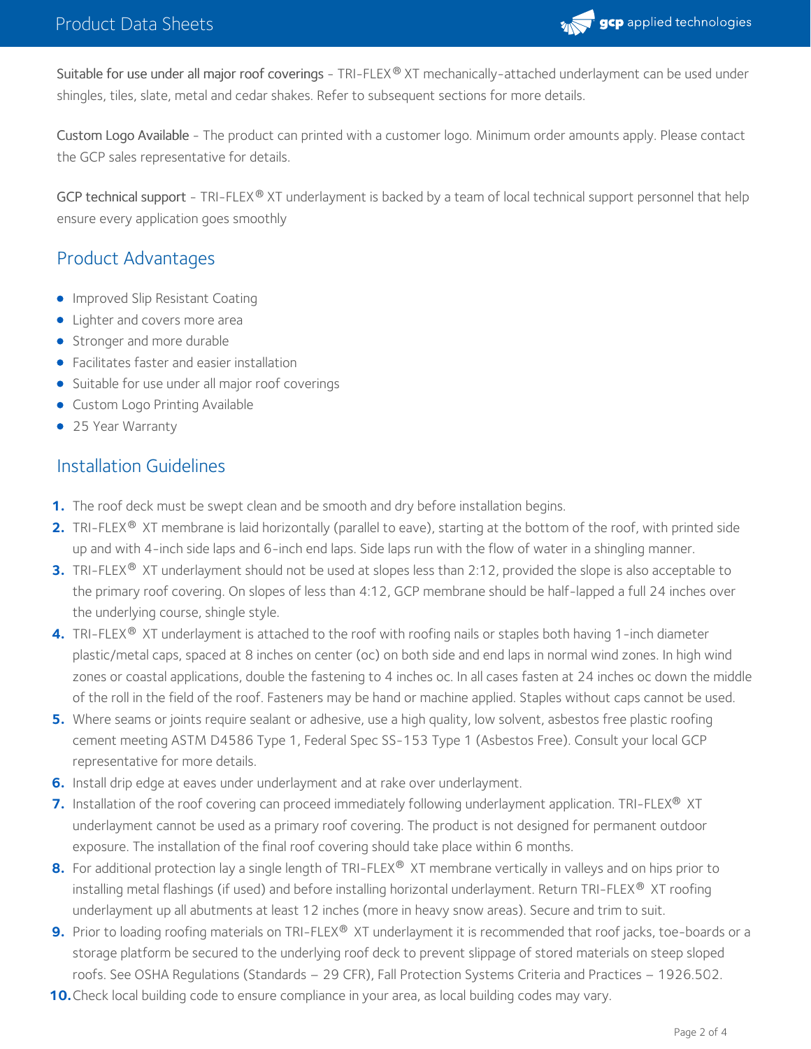**Suitable for use under all major roof coverings** - TRI-FLEX® XT mechanically-attached underlayment can be used under shingles, tiles, slate, metal and cedar shakes. Refer to subsequent sections for more details.

**Custom Logo Available** - The product can printed with a customer logo. Minimum order amounts apply. Please contact the GCP sales representative for details.

**GCP technical support** - TRI-FLEX® XT underlayment is backed by a team of local technical support personnel that help ensure every application goes smoothly

## Product Advantages

- Improved Slip Resistant Coating
- Lighter and covers more area
- Stronger and more durable
- Facilitates faster and easier installation
- Suitable for use under all major roof coverings
- Custom Logo Printing Available
- 25 Year Warranty

## Installation Guidelines

1. The roof deck must be swept clean and be smooth and dry before installation begins.
2. TRI-FLEX® XT membrane is laid horizontally (parallel to eave), starting at the bottom of the roof, with printed side up and with 4-inch side laps and 6-inch end laps. Side laps run with the flow of water in a shingling manner.
3. TRI-FLEX® XT underlayment should not be used at slopes less than 2:12, provided the slope is also acceptable to the primary roof covering. On slopes of less than 4:12, GCP membrane should be half-lapped a full 24 inches over the underlying course, shingle style.
4. TRI-FLEX® XT underlayment is attached to the roof with roofing nails or staples both having 1-inch diameter plastic/metal caps, spaced at 8 inches on center (oc) on both side and end laps in normal wind zones. In high wind zones or coastal applications, double the fastening to 4 inches oc. In all cases fasten at 24 inches oc down the middle of the roll in the field of the roof. Fasteners may be hand or machine applied. Staples without caps cannot be used.
5. Where seams or joints require sealant or adhesive, use a high quality, low solvent, asbestos free plastic roofing cement meeting ASTM D4586 Type 1, Federal Spec SS-153 Type 1 (Asbestos Free). Consult your local GCP representative for more details.
6. Install drip edge at eaves under underlayment and at rake over underlayment.
7. Installation of the roof covering can proceed immediately following underlayment application. TRI-FLEX® XT underlayment cannot be used as a primary roof covering. The product is not designed for permanent outdoor exposure. The installation of the final roof covering should take place within 6 months.
8. For additional protection lay a single length of TRI-FLEX® XT membrane vertically in valleys and on hips prior to installing metal flashings (if used) and before installing horizontal underlayment. Return TRI-FLEX® XT roofing underlayment up all abutments at least 12 inches (more in heavy snow areas). Secure and trim to suit.
9. Prior to loading roofing materials on TRI-FLEX® XT underlayment it is recommended that roof jacks, toe-boards or a storage platform be secured to the underlying roof deck to prevent slippage of stored materials on steep sloped roofs. See OSHA Regulations (Standards – 29 CFR), Fall Protection Systems Criteria and Practices – 1926.502.
10. Check local building code to ensure compliance in your area, as local building codes may vary.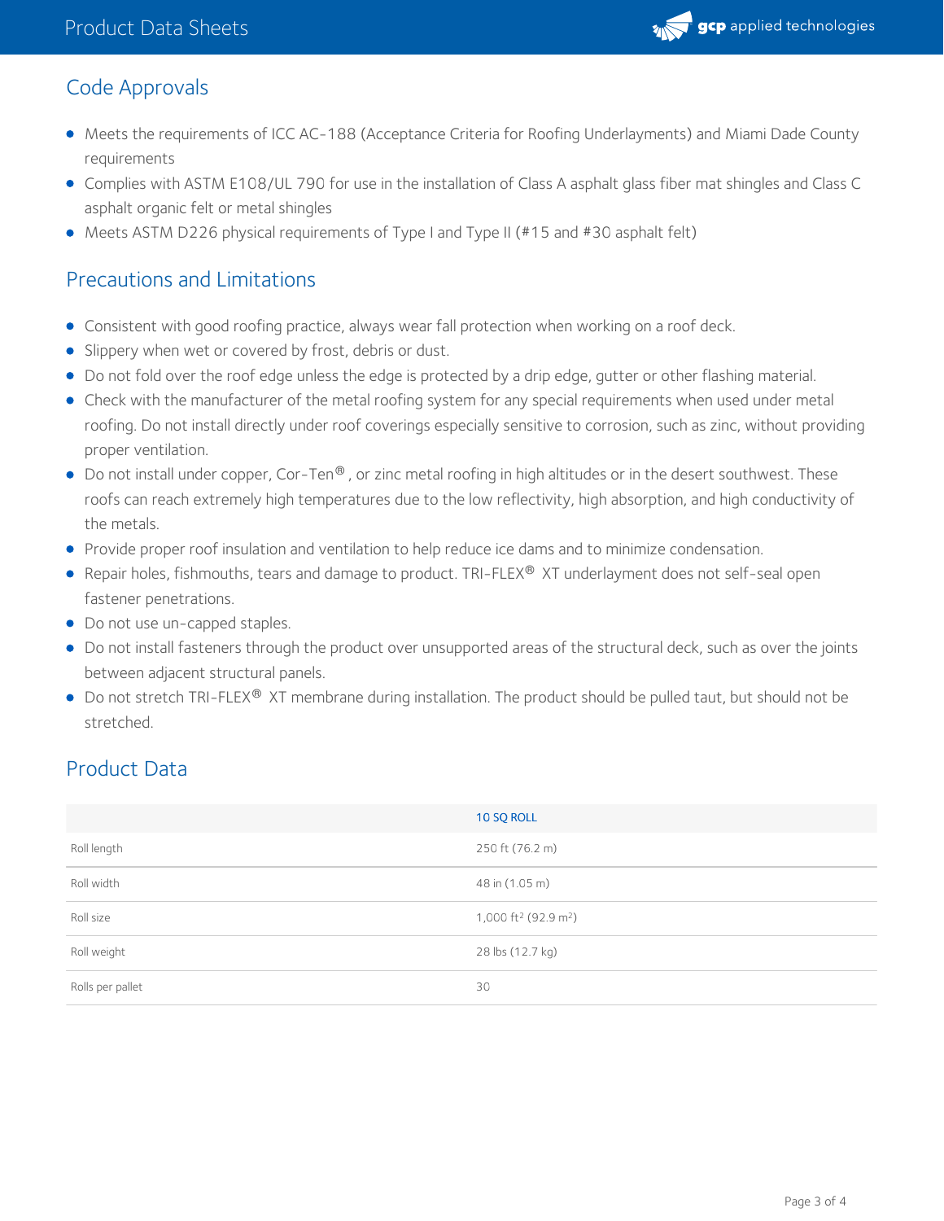## Code Approvals

- Meets the requirements of ICC AC-188 (Acceptance Criteria for Roofing Underlayments) and Miami Dade County requirements
- Complies with ASTM E108/UL 790 for use in the installation of Class A asphalt glass fiber mat shingles and Class C asphalt organic felt or metal shingles
- Meets ASTM D226 physical requirements of Type I and Type II (#15 and #30 asphalt felt)

## Precautions and Limitations

- Consistent with good roofing practice, always wear fall protection when working on a roof deck.
- Slippery when wet or covered by frost, debris or dust.
- Do not fold over the roof edge unless the edge is protected by a drip edge, gutter or other flashing material.
- Check with the manufacturer of the metal roofing system for any special requirements when used under metal roofing. Do not install directly under roof coverings especially sensitive to corrosion, such as zinc, without providing proper ventilation.
- Do not install under copper, Cor-Ten®, or zinc metal roofing in high altitudes or in the desert southwest. These roofs can reach extremely high temperatures due to the low reflectivity, high absorption, and high conductivity of the metals.
- Provide proper roof insulation and ventilation to help reduce ice dams and to minimize condensation.
- Repair holes, fishmouths, tears and damage to product. TRI-FLEX® XT underlayment does not self-seal open fastener penetrations.
- Do not use un-capped staples.
- Do not install fasteners through the product over unsupported areas of the structural deck, such as over the joints between adjacent structural panels.
- Do not stretch TRI-FLEX® XT membrane during installation. The product should be pulled taut, but should not be stretched.

## Product Data

| | 10 SQ ROLL |
|---|---|
| Roll length | 250 ft (76.2 m) |
| Roll width | 48 in (1.05 m) |
| Roll size | 1,000 ft$^2$ (92.9 m$^2$) |
| Roll weight | 28 lbs (12.7 kg) |
| Rolls per pallet | 30 |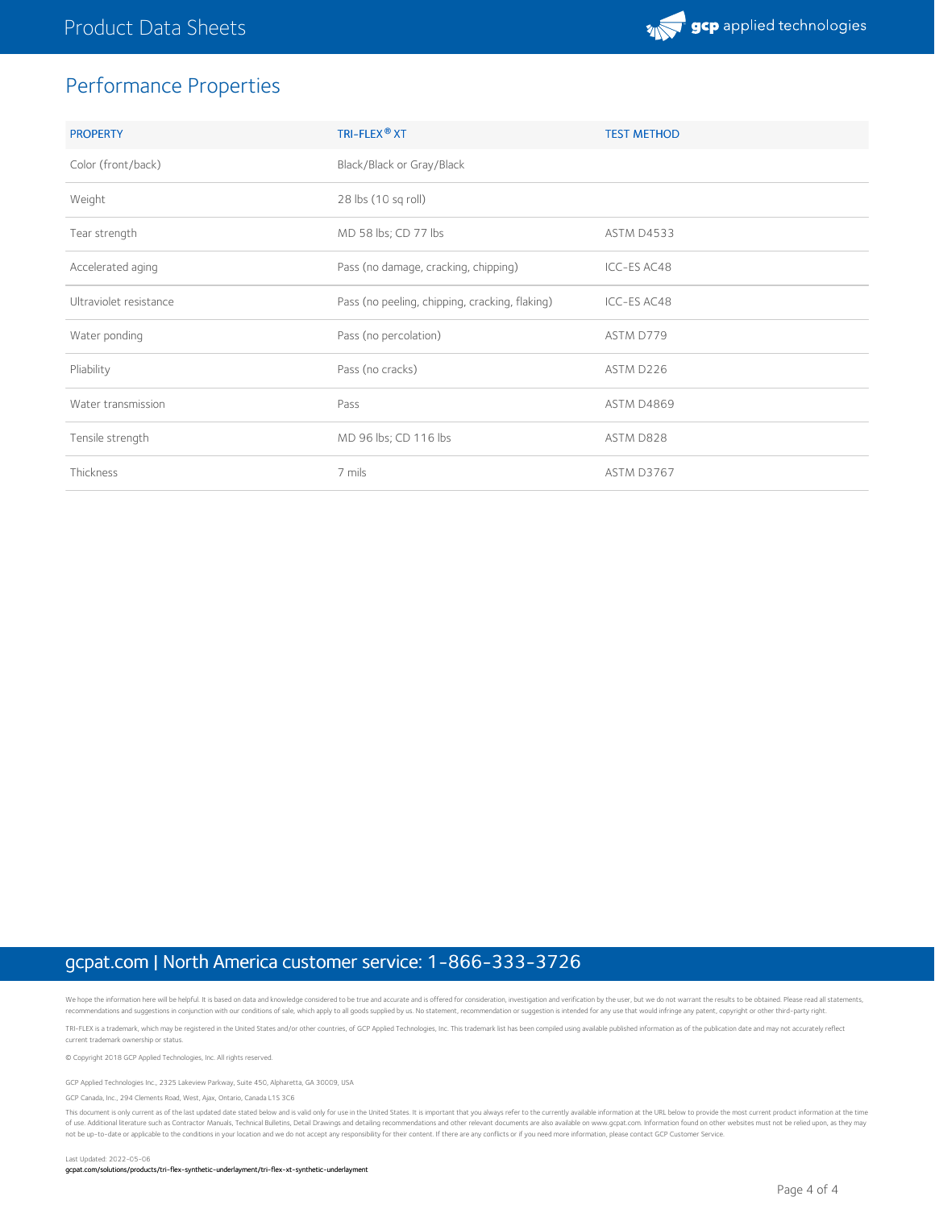## Performance Properties

| PROPERTY | TRI-FLEX® XT | TEST METHOD |
|---|---|---|
| Color (front/back) | Black/Black or Gray/Black | |
| Weight | 28 lbs (10 sq roll) | |
| Tear strength | MD 58 lbs; CD 77 lbs | ASTM D4533 |
| Accelerated aging | Pass (no damage, cracking, chipping) | ICC-ES AC48 |
| Ultraviolet resistance | Pass (no peeling, chipping, cracking, flaking) | ICC-ES AC48 |
| Water ponding | Pass (no percolation) | ASTM D779 |
| Pliability | Pass (no cracks) | ASTM D226 |
| Water transmission | Pass | ASTM D4869 |
| Tensile strength | MD 96 lbs; CD 116 lbs | ASTM D828 |
| Thickness | 7 mils | ASTM D3767 |

gcpat.com | North America customer service: 1-866-333-3726

We hope the information here will be helpful. It is based on data and knowledge considered to be true and accurate and is offered for consideration, investigation and verification by the user, but we do not warrant the results to be obtained. Please read all statements, recommendations and suggestions in conjunction with our conditions of sale, which apply to all goods supplied by us. No statement, recommendation or suggestion is intended for any use that would infringe any patent, copyright or other third-party right.

TRI-FLEX is a trademark, which may be registered in the United States and/or other countries, of GCP Applied Technologies, Inc. This trademark list has been compiled using available published information as of the publication date and may not accurately reflect current trademark ownership or status.

© Copyright 2018 GCP Applied Technologies, Inc. All rights reserved.

GCP Applied Technologies Inc., 2325 Lakeview Parkway, Suite 450, Alpharetta, GA 30009, USA

GCP Canada, Inc., 294 Clements Road, West, Ajax, Ontario, Canada L1S 3C6

This document is only current as of the last updated date stated below and is valid only for use in the United States. It is important that you always refer to the currently available information at the URL below to provide the most current product information at the time of use. Additional literature such as Contractor Manuals, Technical Bulletins, Detail Drawings and detailing recommendations and other relevant documents are also available on www.gcpat.com. Information found on other websites must not be relied upon, as they may not be up-to-date or applicable to the conditions in your location and we do not accept any responsibility for their content. If there are any conflicts or if you need more information, please contact GCP Customer Service.

Last Updated: 2022-05-06
gcpat.com/solutions/products/tri-flex-synthetic-underlayment/tri-flex-xt-synthetic-underlayment